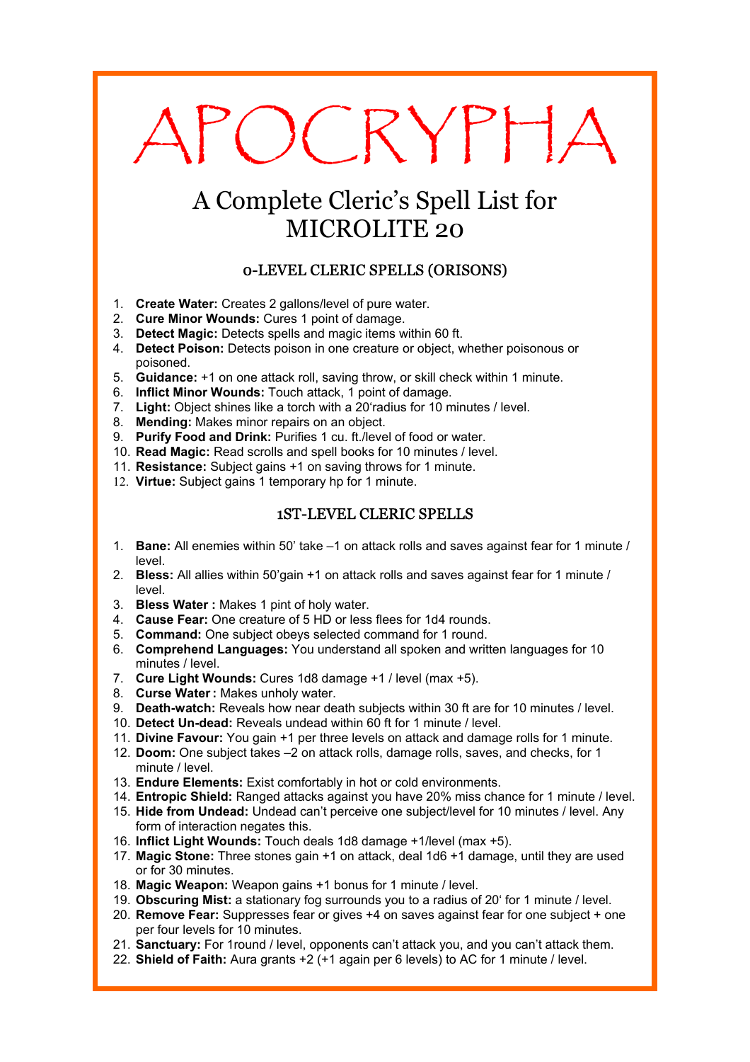# APOCRYPHA

## A Complete Cleric's Spell List for MICROLITE 20

### 0-LEVEL CLERIC SPELLS (ORISONS)

1. **Create Water:** Creates 2 gallons/level of pure water.
2. **Cure Minor Wounds:** Cures 1 point of damage.
3. **Detect Magic:** Detects spells and magic items within 60 ft.
4. **Detect Poison:** Detects poison in one creature or object, whether poisonous or poisoned.
5. **Guidance:** +1 on one attack roll, saving throw, or skill check within 1 minute.
6. **Inflict Minor Wounds:** Touch attack, 1 point of damage.
7. **Light:** Object shines like a torch with a 20'radius for 10 minutes / level.
8. **Mending:** Makes minor repairs on an object.
9. **Purify Food and Drink:** Purifies 1 cu. ft./level of food or water.
10. **Read Magic:** Read scrolls and spell books for 10 minutes / level.
11. **Resistance:** Subject gains +1 on saving throws for 1 minute.
12. **Virtue:** Subject gains 1 temporary hp for 1 minute.

### 1ST-LEVEL CLERIC SPELLS

1. **Bane:** All enemies within 50' take –1 on attack rolls and saves against fear for 1 minute / level.
2. **Bless:** All allies within 50'gain +1 on attack rolls and saves against fear for 1 minute / level.
3. **Bless Water :** Makes 1 pint of holy water.
4. **Cause Fear:** One creature of 5 HD or less flees for 1d4 rounds.
5. **Command:** One subject obeys selected command for 1 round.
6. **Comprehend Languages:** You understand all spoken and written languages for 10 minutes / level.
7. **Cure Light Wounds:** Cures 1d8 damage +1 / level (max +5).
8. **Curse Water :** Makes unholy water.
9. **Death-watch:** Reveals how near death subjects within 30 ft are for 10 minutes / level.
10. **Detect Un-dead:** Reveals undead within 60 ft for 1 minute / level.
11. **Divine Favour:** You gain +1 per three levels on attack and damage rolls for 1 minute.
12. **Doom:** One subject takes –2 on attack rolls, damage rolls, saves, and checks, for 1 minute / level.
13. **Endure Elements:** Exist comfortably in hot or cold environments.
14. **Entropic Shield:** Ranged attacks against you have 20% miss chance for 1 minute / level.
15. **Hide from Undead:** Undead can't perceive one subject/level for 10 minutes / level. Any form of interaction negates this.
16. **Inflict Light Wounds:** Touch deals 1d8 damage +1/level (max +5).
17. **Magic Stone:** Three stones gain +1 on attack, deal 1d6 +1 damage, until they are used or for 30 minutes.
18. **Magic Weapon:** Weapon gains +1 bonus for 1 minute / level.
19. **Obscuring Mist:** a stationary fog surrounds you to a radius of 20' for 1 minute / level.
20. **Remove Fear:** Suppresses fear or gives +4 on saves against fear for one subject + one per four levels for 10 minutes.
21. **Sanctuary:** For 1round / level, opponents can't attack you, and you can't attack them.
22. **Shield of Faith:** Aura grants +2 (+1 again per 6 levels) to AC for 1 minute / level.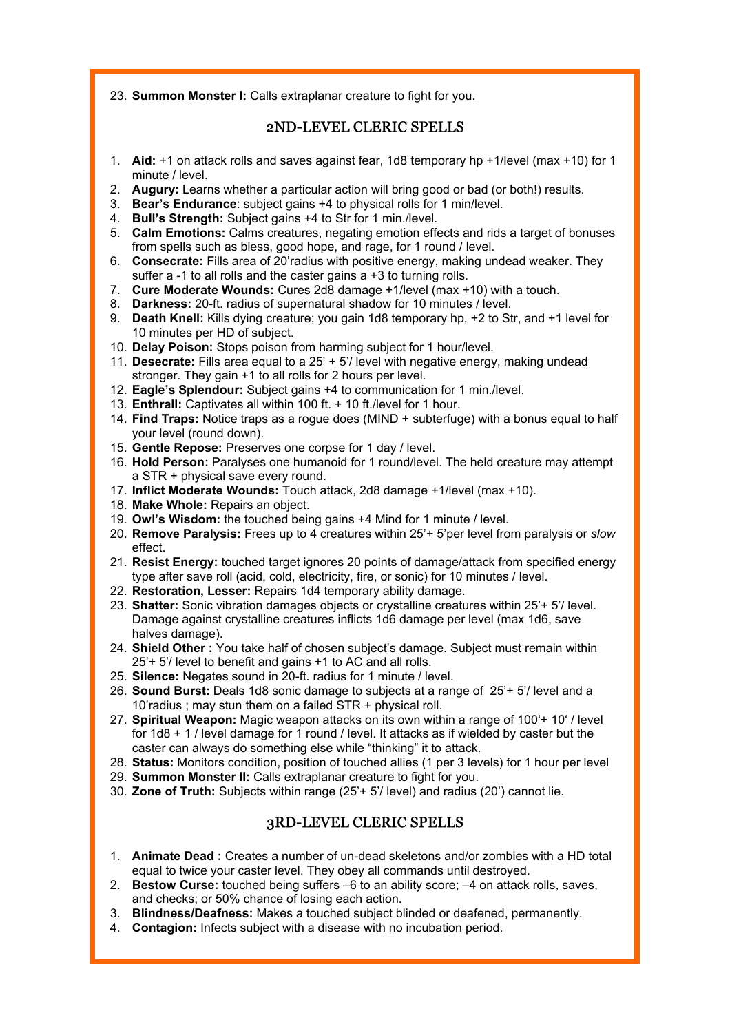23. **Summon Monster I:** Calls extraplanar creature to fight for you.

## 2ND-LEVEL CLERIC SPELLS

1. **Aid:** +1 on attack rolls and saves against fear, 1d8 temporary hp +1/level (max +10) for 1 minute / level.
2. **Augury:** Learns whether a particular action will bring good or bad (or both!) results.
3. **Bear's Endurance**: subject gains +4 to physical rolls for 1 min/level.
4. **Bull's Strength:** Subject gains +4 to Str for 1 min./level.
5. **Calm Emotions:** Calms creatures, negating emotion effects and rids a target of bonuses from spells such as bless, good hope, and rage, for 1 round / level.
6. **Consecrate:** Fills area of 20'radius with positive energy, making undead weaker. They suffer a -1 to all rolls and the caster gains a +3 to turning rolls.
7. **Cure Moderate Wounds:** Cures 2d8 damage +1/level (max +10) with a touch.
8. **Darkness:** 20-ft. radius of supernatural shadow for 10 minutes / level.
9. **Death Knell:** Kills dying creature; you gain 1d8 temporary hp, +2 to Str, and +1 level for 10 minutes per HD of subject.
10. **Delay Poison:** Stops poison from harming subject for 1 hour/level.
11. **Desecrate:** Fills area equal to a 25' + 5'/ level with negative energy, making undead stronger. They gain +1 to all rolls for 2 hours per level.
12. **Eagle's Splendour:** Subject gains +4 to communication for 1 min./level.
13. **Enthrall:** Captivates all within 100 ft. + 10 ft./level for 1 hour.
14. **Find Traps:** Notice traps as a rogue does (MIND + subterfuge) with a bonus equal to half your level (round down).
15. **Gentle Repose:** Preserves one corpse for 1 day / level.
16. **Hold Person:** Paralyses one humanoid for 1 round/level. The held creature may attempt a STR + physical save every round.
17. **Inflict Moderate Wounds:** Touch attack, 2d8 damage +1/level (max +10).
18. **Make Whole:** Repairs an object.
19. **Owl's Wisdom:** the touched being gains +4 Mind for 1 minute / level.
20. **Remove Paralysis:** Frees up to 4 creatures within 25'+ 5'per level from paralysis or *slow* effect.
21. **Resist Energy:** touched target ignores 20 points of damage/attack from specified energy type after save roll (acid, cold, electricity, fire, or sonic) for 10 minutes / level.
22. **Restoration, Lesser:** Repairs 1d4 temporary ability damage.
23. **Shatter:** Sonic vibration damages objects or crystalline creatures within 25'+ 5'/ level. Damage against crystalline creatures inflicts 1d6 damage per level (max 1d6, save halves damage).
24. **Shield Other :** You take half of chosen subject's damage. Subject must remain within 25'+ 5'/ level to benefit and gains +1 to AC and all rolls.
25. **Silence:** Negates sound in 20-ft. radius for 1 minute / level.
26. **Sound Burst:** Deals 1d8 sonic damage to subjects at a range of 25'+ 5'/ level and a 10'radius ; may stun them on a failed STR + physical roll.
27. **Spiritual Weapon:** Magic weapon attacks on its own within a range of 100'+ 10' / level for 1d8 + 1 / level damage for 1 round / level. It attacks as if wielded by caster but the caster can always do something else while "thinking" it to attack.
28. **Status:** Monitors condition, position of touched allies (1 per 3 levels) for 1 hour per level
29. **Summon Monster II:** Calls extraplanar creature to fight for you.
30. **Zone of Truth:** Subjects within range (25'+ 5'/ level) and radius (20') cannot lie.

## 3RD-LEVEL CLERIC SPELLS

1. **Animate Dead :** Creates a number of un-dead skeletons and/or zombies with a HD total equal to twice your caster level. They obey all commands until destroyed.
2. **Bestow Curse:** touched being suffers –6 to an ability score; –4 on attack rolls, saves, and checks; or 50% chance of losing each action.
3. **Blindness/Deafness:** Makes a touched subject blinded or deafened, permanently.
4. **Contagion:** Infects subject with a disease with no incubation period.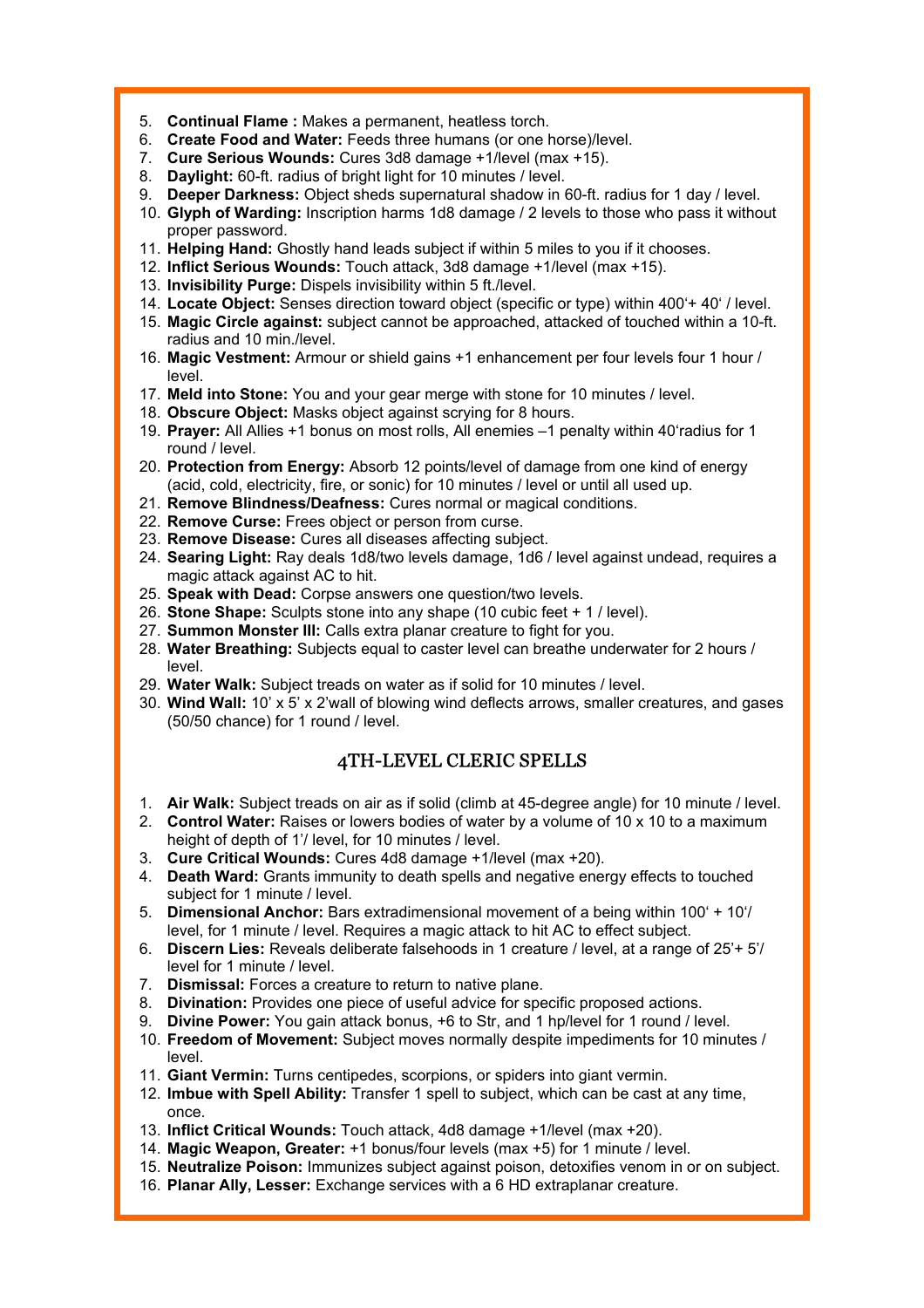5. **Continual Flame :** Makes a permanent, heatless torch.
6. **Create Food and Water:** Feeds three humans (or one horse)/level.
7. **Cure Serious Wounds:** Cures 3d8 damage +1/level (max +15).
8. **Daylight:** 60-ft. radius of bright light for 10 minutes / level.
9. **Deeper Darkness:** Object sheds supernatural shadow in 60-ft. radius for 1 day / level.
10. **Glyph of Warding:** Inscription harms 1d8 damage / 2 levels to those who pass it without proper password.
11. **Helping Hand:** Ghostly hand leads subject if within 5 miles to you if it chooses.
12. **Inflict Serious Wounds:** Touch attack, 3d8 damage +1/level (max +15).
13. **Invisibility Purge:** Dispels invisibility within 5 ft./level.
14. **Locate Object:** Senses direction toward object (specific or type) within 400'+ 40' / level.
15. **Magic Circle against:** subject cannot be approached, attacked of touched within a 10-ft. radius and 10 min./level.
16. **Magic Vestment:** Armour or shield gains +1 enhancement per four levels four 1 hour / level.
17. **Meld into Stone:** You and your gear merge with stone for 10 minutes / level.
18. **Obscure Object:** Masks object against scrying for 8 hours.
19. **Prayer:** All Allies +1 bonus on most rolls, All enemies –1 penalty within 40'radius for 1 round / level.
20. **Protection from Energy:** Absorb 12 points/level of damage from one kind of energy (acid, cold, electricity, fire, or sonic) for 10 minutes / level or until all used up.
21. **Remove Blindness/Deafness:** Cures normal or magical conditions.
22. **Remove Curse:** Frees object or person from curse.
23. **Remove Disease:** Cures all diseases affecting subject.
24. **Searing Light:** Ray deals 1d8/two levels damage, 1d6 / level against undead, requires a magic attack against AC to hit.
25. **Speak with Dead:** Corpse answers one question/two levels.
26. **Stone Shape:** Sculpts stone into any shape (10 cubic feet + 1 / level).
27. **Summon Monster III:** Calls extra planar creature to fight for you.
28. **Water Breathing:** Subjects equal to caster level can breathe underwater for 2 hours / level.
29. **Water Walk:** Subject treads on water as if solid for 10 minutes / level.
30. **Wind Wall:** 10' x 5' x 2'wall of blowing wind deflects arrows, smaller creatures, and gases (50/50 chance) for 1 round / level.

## 4TH-LEVEL CLERIC SPELLS

1. **Air Walk:** Subject treads on air as if solid (climb at 45-degree angle) for 10 minute / level.
2. **Control Water:** Raises or lowers bodies of water by a volume of 10 x 10 to a maximum height of depth of 1'/ level, for 10 minutes / level.
3. **Cure Critical Wounds:** Cures 4d8 damage +1/level (max +20).
4. **Death Ward:** Grants immunity to death spells and negative energy effects to touched subject for 1 minute / level.
5. **Dimensional Anchor:** Bars extradimensional movement of a being within 100' + 10'/ level, for 1 minute / level. Requires a magic attack to hit AC to effect subject.
6. **Discern Lies:** Reveals deliberate falsehoods in 1 creature / level, at a range of 25'+ 5'/ level for 1 minute / level.
7. **Dismissal:** Forces a creature to return to native plane.
8. **Divination:** Provides one piece of useful advice for specific proposed actions.
9. **Divine Power:** You gain attack bonus, +6 to Str, and 1 hp/level for 1 round / level.
10. **Freedom of Movement:** Subject moves normally despite impediments for 10 minutes / level.
11. **Giant Vermin:** Turns centipedes, scorpions, or spiders into giant vermin.
12. **Imbue with Spell Ability:** Transfer 1 spell to subject, which can be cast at any time, once.
13. **Inflict Critical Wounds:** Touch attack, 4d8 damage +1/level (max +20).
14. **Magic Weapon, Greater:** +1 bonus/four levels (max +5) for 1 minute / level.
15. **Neutralize Poison:** Immunizes subject against poison, detoxifies venom in or on subject.
16. **Planar Ally, Lesser:** Exchange services with a 6 HD extraplanar creature.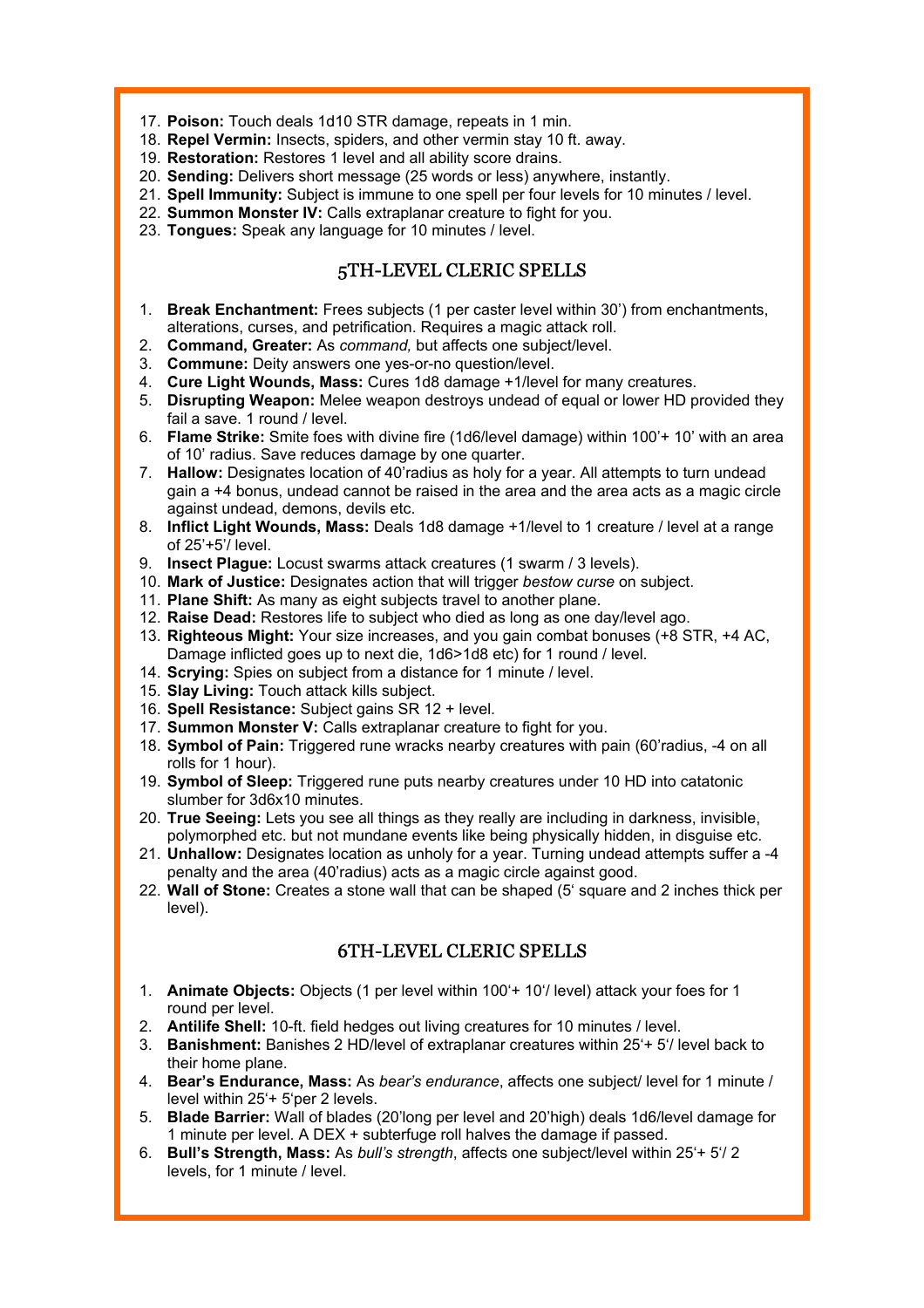17. **Poison:** Touch deals 1d10 STR damage, repeats in 1 min.
18. **Repel Vermin:** Insects, spiders, and other vermin stay 10 ft. away.
19. **Restoration:** Restores 1 level and all ability score drains.
20. **Sending:** Delivers short message (25 words or less) anywhere, instantly.
21. **Spell Immunity:** Subject is immune to one spell per four levels for 10 minutes / level.
22. **Summon Monster IV:** Calls extraplanar creature to fight for you.
23. **Tongues:** Speak any language for 10 minutes / level.

## 5TH-LEVEL CLERIC SPELLS

1. **Break Enchantment:** Frees subjects (1 per caster level within 30') from enchantments, alterations, curses, and petrification. Requires a magic attack roll.
2. **Command, Greater:** As *command,* but affects one subject/level.
3. **Commune:** Deity answers one yes-or-no question/level.
4. **Cure Light Wounds, Mass:** Cures 1d8 damage +1/level for many creatures.
5. **Disrupting Weapon:** Melee weapon destroys undead of equal or lower HD provided they fail a save. 1 round / level.
6. **Flame Strike:** Smite foes with divine fire (1d6/level damage) within 100'+ 10' with an area of 10' radius. Save reduces damage by one quarter.
7. **Hallow:** Designates location of 40'radius as holy for a year. All attempts to turn undead gain a +4 bonus, undead cannot be raised in the area and the area acts as a magic circle against undead, demons, devils etc.
8. **Inflict Light Wounds, Mass:** Deals 1d8 damage +1/level to 1 creature / level at a range of 25'+5'/ level.
9. **Insect Plague:** Locust swarms attack creatures (1 swarm / 3 levels).
10. **Mark of Justice:** Designates action that will trigger *bestow curse* on subject.
11. **Plane Shift:** As many as eight subjects travel to another plane.
12. **Raise Dead:** Restores life to subject who died as long as one day/level ago.
13. **Righteous Might:** Your size increases, and you gain combat bonuses (+8 STR, +4 AC, Damage inflicted goes up to next die, 1d6>1d8 etc) for 1 round / level.
14. **Scrying:** Spies on subject from a distance for 1 minute / level.
15. **Slay Living:** Touch attack kills subject.
16. **Spell Resistance:** Subject gains SR 12 + level.
17. **Summon Monster V:** Calls extraplanar creature to fight for you.
18. **Symbol of Pain:** Triggered rune wracks nearby creatures with pain (60'radius, -4 on all rolls for 1 hour).
19. **Symbol of Sleep:** Triggered rune puts nearby creatures under 10 HD into catatonic slumber for 3d6x10 minutes.
20. **True Seeing:** Lets you see all things as they really are including in darkness, invisible, polymorphed etc. but not mundane events like being physically hidden, in disguise etc.
21. **Unhallow:** Designates location as unholy for a year. Turning undead attempts suffer a -4 penalty and the area (40'radius) acts as a magic circle against good.
22. **Wall of Stone:** Creates a stone wall that can be shaped (5' square and 2 inches thick per level).

## 6TH-LEVEL CLERIC SPELLS

1. **Animate Objects:** Objects (1 per level within 100'+ 10'/ level) attack your foes for 1 round per level.
2. **Antilife Shell:** 10-ft. field hedges out living creatures for 10 minutes / level.
3. **Banishment:** Banishes 2 HD/level of extraplanar creatures within 25'+ 5'/ level back to their home plane.
4. **Bear's Endurance, Mass:** As *bear's endurance*, affects one subject/ level for 1 minute / level within 25'+ 5'per 2 levels.
5. **Blade Barrier:** Wall of blades (20'long per level and 20'high) deals 1d6/level damage for 1 minute per level. A DEX + subterfuge roll halves the damage if passed.
6. **Bull's Strength, Mass:** As *bull's strength*, affects one subject/level within 25'+ 5'/ 2 levels, for 1 minute / level.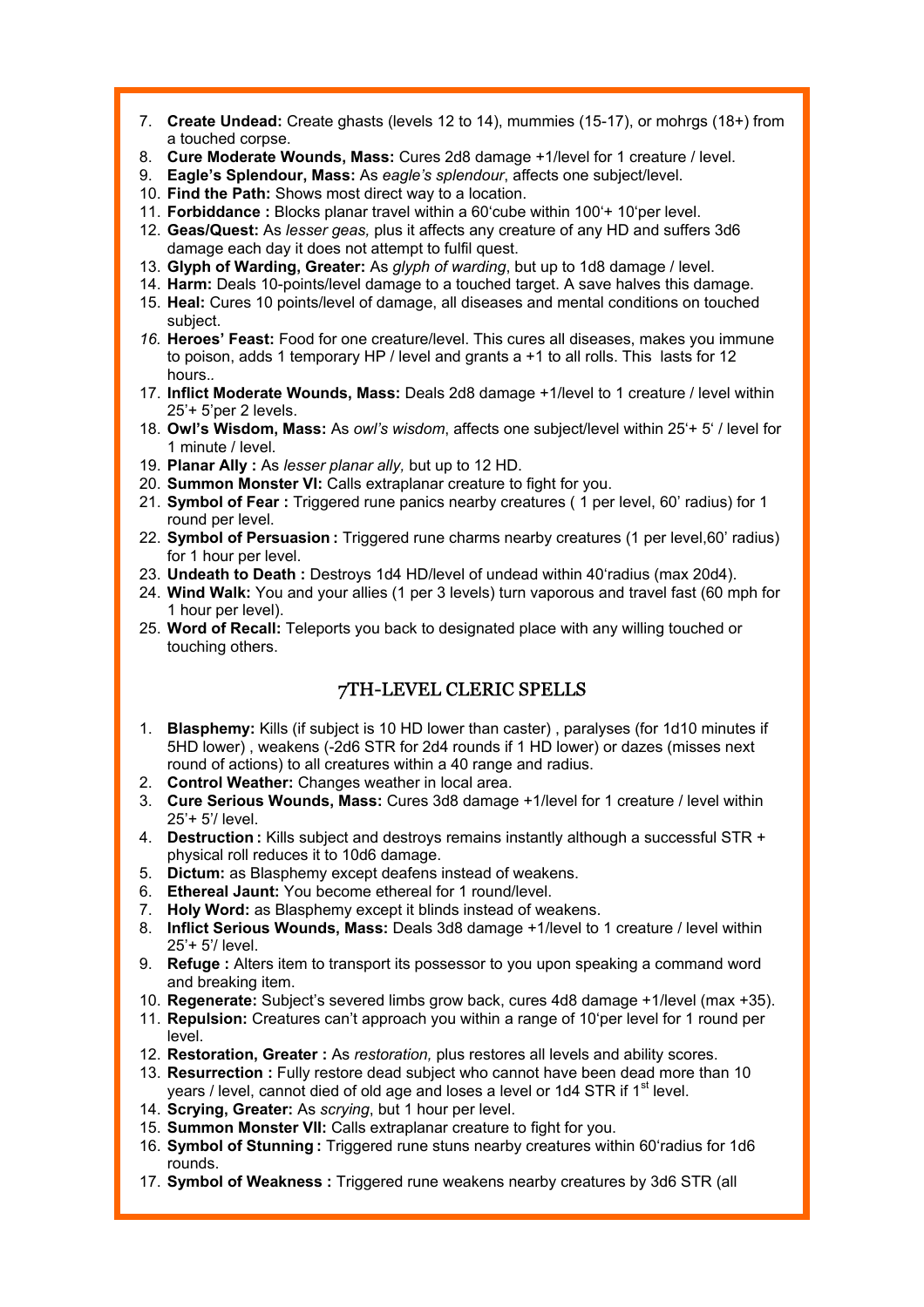7. **Create Undead:** Create ghasts (levels 12 to 14), mummies (15-17), or mohrgs (18+) from a touched corpse.
8. **Cure Moderate Wounds, Mass:** Cures 2d8 damage +1/level for 1 creature / level.
9. **Eagle's Splendour, Mass:** As *eagle's splendour*, affects one subject/level.
10. **Find the Path:** Shows most direct way to a location.
11. **Forbiddance :** Blocks planar travel within a 60'cube within 100'+ 10'per level.
12. **Geas/Quest:** As *lesser geas,* plus it affects any creature of any HD and suffers 3d6 damage each day it does not attempt to fulfil quest.
13. **Glyph of Warding, Greater:** As *glyph of warding*, but up to 1d8 damage / level.
14. **Harm:** Deals 10-points/level damage to a touched target. A save halves this damage.
15. **Heal:** Cures 10 points/level of damage, all diseases and mental conditions on touched subject.
16. **Heroes' Feast:** Food for one creature/level. This cures all diseases, makes you immune to poison, adds 1 temporary HP / level and grants a +1 to all rolls. This lasts for 12 hours..
17. **Inflict Moderate Wounds, Mass:** Deals 2d8 damage +1/level to 1 creature / level within 25'+ 5'per 2 levels.
18. **Owl's Wisdom, Mass:** As *owl's wisdom*, affects one subject/level within 25'+ 5' / level for 1 minute / level.
19. **Planar Ally :** As *lesser planar ally,* but up to 12 HD.
20. **Summon Monster VI:** Calls extraplanar creature to fight for you.
21. **Symbol of Fear :** Triggered rune panics nearby creatures ( 1 per level, 60' radius) for 1 round per level.
22. **Symbol of Persuasion :** Triggered rune charms nearby creatures (1 per level,60' radius) for 1 hour per level.
23. **Undeath to Death :** Destroys 1d4 HD/level of undead within 40'radius (max 20d4).
24. **Wind Walk:** You and your allies (1 per 3 levels) turn vaporous and travel fast (60 mph for 1 hour per level).
25. **Word of Recall:** Teleports you back to designated place with any willing touched or touching others.

## 7TH-LEVEL CLERIC SPELLS

1. **Blasphemy:** Kills (if subject is 10 HD lower than caster) , paralyses (for 1d10 minutes if 5HD lower) , weakens (-2d6 STR for 2d4 rounds if 1 HD lower) or dazes (misses next round of actions) to all creatures within a 40 range and radius.
2. **Control Weather:** Changes weather in local area.
3. **Cure Serious Wounds, Mass:** Cures 3d8 damage +1/level for 1 creature / level within 25'+ 5'/ level.
4. **Destruction :** Kills subject and destroys remains instantly although a successful STR + physical roll reduces it to 10d6 damage.
5. **Dictum:** as Blasphemy except deafens instead of weakens.
6. **Ethereal Jaunt:** You become ethereal for 1 round/level.
7. **Holy Word:** as Blasphemy except it blinds instead of weakens.
8. **Inflict Serious Wounds, Mass:** Deals 3d8 damage +1/level to 1 creature / level within 25'+ 5'/ level.
9. **Refuge :** Alters item to transport its possessor to you upon speaking a command word and breaking item.
10. **Regenerate:** Subject's severed limbs grow back, cures 4d8 damage +1/level (max +35).
11. **Repulsion:** Creatures can't approach you within a range of 10'per level for 1 round per level.
12. **Restoration, Greater :** As *restoration,* plus restores all levels and ability scores.
13. **Resurrection :** Fully restore dead subject who cannot have been dead more than 10 years / level, cannot died of old age and loses a level or 1d4 STR if 1st level.
14. **Scrying, Greater:** As *scrying*, but 1 hour per level.
15. **Summon Monster VII:** Calls extraplanar creature to fight for you.
16. **Symbol of Stunning :** Triggered rune stuns nearby creatures within 60'radius for 1d6 rounds.
17. **Symbol of Weakness :** Triggered rune weakens nearby creatures by 3d6 STR (all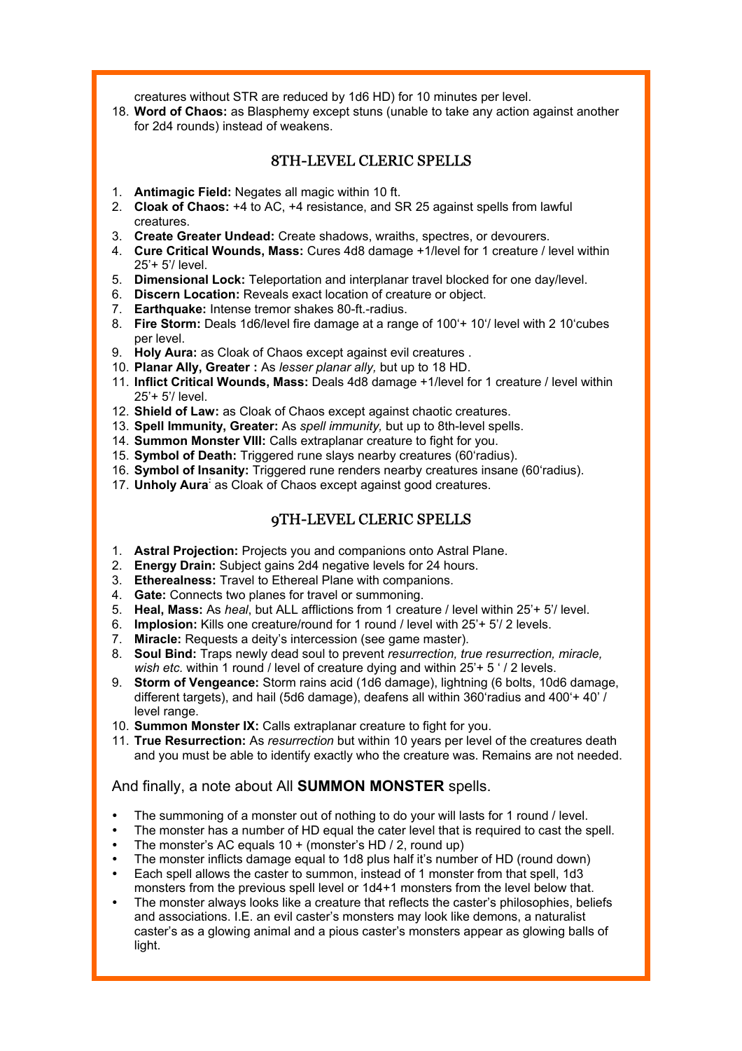creatures without STR are reduced by 1d6 HD) for 10 minutes per level.

18. **Word of Chaos:** as Blasphemy except stuns (unable to take any action against another for 2d4 rounds) instead of weakens.

## 8TH-LEVEL CLERIC SPELLS

1. **Antimagic Field:** Negates all magic within 10 ft.
2. **Cloak of Chaos:** +4 to AC, +4 resistance, and SR 25 against spells from lawful creatures.
3. **Create Greater Undead:** Create shadows, wraiths, spectres, or devourers.
4. **Cure Critical Wounds, Mass:** Cures 4d8 damage +1/level for 1 creature / level within 25'+ 5'/ level.
5. **Dimensional Lock:** Teleportation and interplanar travel blocked for one day/level.
6. **Discern Location:** Reveals exact location of creature or object.
7. **Earthquake:** Intense tremor shakes 80-ft.-radius.
8. **Fire Storm:** Deals 1d6/level fire damage at a range of 100'+ 10'/ level with 2 10'cubes per level.
9. **Holy Aura:** as Cloak of Chaos except against evil creatures .
10. **Planar Ally, Greater :** As *lesser planar ally,* but up to 18 HD.
11. **Inflict Critical Wounds, Mass:** Deals 4d8 damage +1/level for 1 creature / level within 25'+ 5'/ level.
12. **Shield of Law:** as Cloak of Chaos except against chaotic creatures.
13. **Spell Immunity, Greater:** As *spell immunity,* but up to 8th-level spells.
14. **Summon Monster VIII:** Calls extraplanar creature to fight for you.
15. **Symbol of Death:** Triggered rune slays nearby creatures (60'radius).
16. **Symbol of Insanity:** Triggered rune renders nearby creatures insane (60'radius).
17. **Unholy Aura**: as Cloak of Chaos except against good creatures.

## 9TH-LEVEL CLERIC SPELLS

1. **Astral Projection:** Projects you and companions onto Astral Plane.
2. **Energy Drain:** Subject gains 2d4 negative levels for 24 hours.
3. **Etherealness:** Travel to Ethereal Plane with companions.
4. **Gate:** Connects two planes for travel or summoning.
5. **Heal, Mass:** As *heal*, but ALL afflictions from 1 creature / level within 25'+ 5'/ level.
6. **Implosion:** Kills one creature/round for 1 round / level with 25'+ 5'/ 2 levels.
7. **Miracle:** Requests a deity's intercession (see game master).
8. **Soul Bind:** Traps newly dead soul to prevent *resurrection, true resurrection, miracle, wish etc.* within 1 round / level of creature dying and within 25'+ 5 ' / 2 levels.
9. **Storm of Vengeance:** Storm rains acid (1d6 damage), lightning (6 bolts, 10d6 damage, different targets), and hail (5d6 damage), deafens all within 360'radius and 400'+ 40' / level range.
10. **Summon Monster IX:** Calls extraplanar creature to fight for you.
11. **True Resurrection:** As *resurrection* but within 10 years per level of the creatures death and you must be able to identify exactly who the creature was. Remains are not needed.

And finally, a note about All **SUMMON MONSTER** spells.

- The summoning of a monster out of nothing to do your will lasts for 1 round / level.
- The monster has a number of HD equal the cater level that is required to cast the spell.
- The monster's AC equals 10 + (monster's HD / 2, round up)
- The monster inflicts damage equal to 1d8 plus half it's number of HD (round down)
- Each spell allows the caster to summon, instead of 1 monster from that spell, 1d3 monsters from the previous spell level or 1d4+1 monsters from the level below that.
- The monster always looks like a creature that reflects the caster's philosophies, beliefs and associations. I.E. an evil caster's monsters may look like demons, a naturalist caster's as a glowing animal and a pious caster's monsters appear as glowing balls of light.